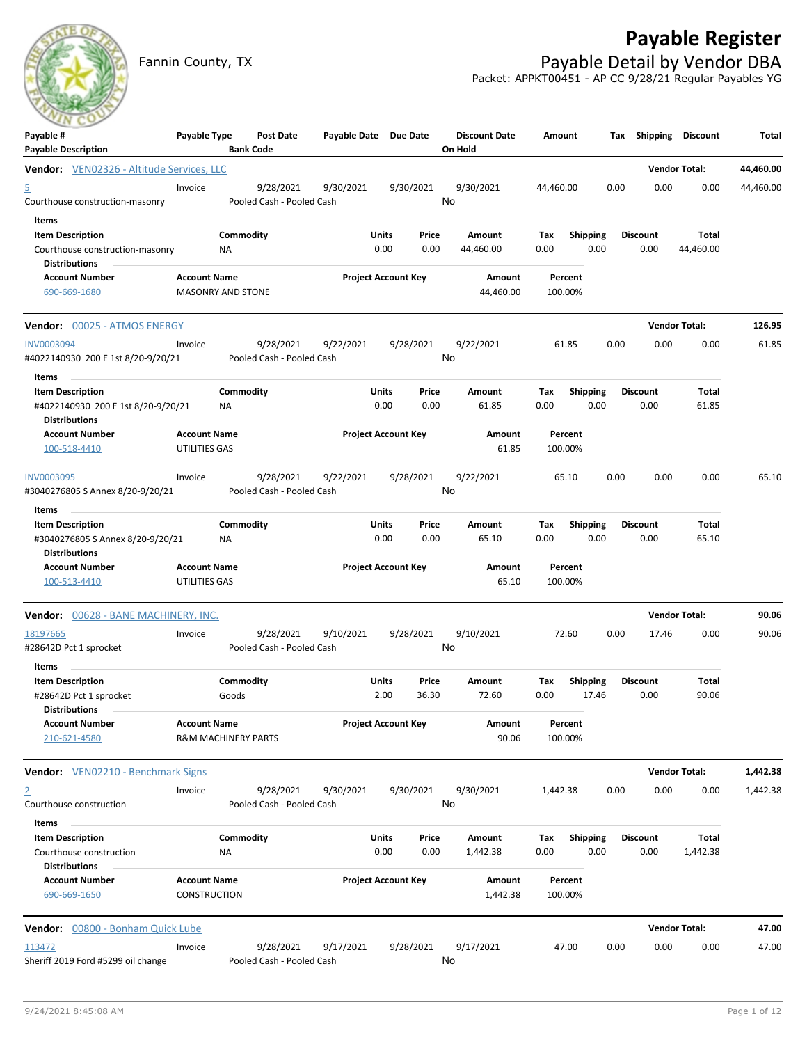# Payable Register

Fannin County, TX

## Payable Detail by Vendor DBA

Packet: APPKT00451 - AP CC 9/28/21 Regular Payables YG

| Payable # / Payable Description | Payable Type | Post Date / Bank Code | Payable Date | Due Date | Discount Date / On Hold | Amount | Tax | Shipping | Discount | Total |
|---|---|---|---|---|---|---|---|---|---|---|
| **Vendor: VEN02326 - Altitude Services, LLC** | | | | | | | | | Vendor Total: | 44,460.00 |
| 5 | Invoice | 9/28/2021 | 9/30/2021 | 9/30/2021 | 9/30/2021 | 44,460.00 | 0.00 | 0.00 | 0.00 | 44,460.00 |
| Courthouse construction-masonry | | Pooled Cash - Pooled Cash | | | No | | | | | |

Items

| Item Description | Commodity | Units | Price | Amount | Tax | Shipping | Discount | Total |
|---|---|---|---|---|---|---|---|---|
| Courthouse construction-masonry | NA | 0.00 | 0.00 | 44,460.00 | 0.00 | 0.00 | 0.00 | 44,460.00 |

Distributions

| Account Number | Account Name | Project Account Key | Amount | Percent |
|---|---|---|---|---|
| 690-669-1680 | MASONRY AND STONE | | 44,460.00 | 100.00% |

| Payable # / Payable Description | Payable Type | Post Date / Bank Code | Payable Date | Due Date | Discount Date / On Hold | Amount | Tax | Shipping | Discount | Total |
|---|---|---|---|---|---|---|---|---|---|---|
| **Vendor: 00025 - ATMOS ENERGY** | | | | | | | | | Vendor Total: | 126.95 |
| INV0003094 | Invoice | 9/28/2021 | 9/22/2021 | 9/28/2021 | 9/22/2021 | 61.85 | 0.00 | 0.00 | 0.00 | 61.85 |
| #4022140930 200 E 1st 8/20-9/20/21 | | Pooled Cash - Pooled Cash | | | No | | | | | |

Items

| Item Description | Commodity | Units | Price | Amount | Tax | Shipping | Discount | Total |
|---|---|---|---|---|---|---|---|---|
| #4022140930 200 E 1st 8/20-9/20/21 | NA | 0.00 | 0.00 | 61.85 | 0.00 | 0.00 | 0.00 | 61.85 |

Distributions

| Account Number | Account Name | Project Account Key | Amount | Percent |
|---|---|---|---|---|
| 100-518-4410 | UTILITIES GAS | | 61.85 | 100.00% |

| Payable # / Payable Description | Payable Type | Post Date / Bank Code | Payable Date | Due Date | Discount Date / On Hold | Amount | Tax | Shipping | Discount | Total |
|---|---|---|---|---|---|---|---|---|---|---|
| INV0003095 | Invoice | 9/28/2021 | 9/22/2021 | 9/28/2021 | 9/22/2021 | 65.10 | 0.00 | 0.00 | 0.00 | 65.10 |
| #3040276805 S Annex 8/20-9/20/21 | | Pooled Cash - Pooled Cash | | | No | | | | | |

Items

| Item Description | Commodity | Units | Price | Amount | Tax | Shipping | Discount | Total |
|---|---|---|---|---|---|---|---|---|
| #3040276805 S Annex 8/20-9/20/21 | NA | 0.00 | 0.00 | 65.10 | 0.00 | 0.00 | 0.00 | 65.10 |

Distributions

| Account Number | Account Name | Project Account Key | Amount | Percent |
|---|---|---|---|---|
| 100-513-4410 | UTILITIES GAS | | 65.10 | 100.00% |

| Payable # / Payable Description | Payable Type | Post Date / Bank Code | Payable Date | Due Date | Discount Date / On Hold | Amount | Tax | Shipping | Discount | Total |
|---|---|---|---|---|---|---|---|---|---|---|
| **Vendor: 00628 - BANE MACHINERY, INC.** | | | | | | | | | Vendor Total: | 90.06 |
| 18197665 | Invoice | 9/28/2021 | 9/10/2021 | 9/28/2021 | 9/10/2021 | 72.60 | 0.00 | 17.46 | 0.00 | 90.06 |
| #28642D Pct 1 sprocket | | Pooled Cash - Pooled Cash | | | No | | | | | |

Items

| Item Description | Commodity | Units | Price | Amount | Tax | Shipping | Discount | Total |
|---|---|---|---|---|---|---|---|---|
| #28642D Pct 1 sprocket | Goods | 2.00 | 36.30 | 72.60 | 0.00 | 17.46 | 0.00 | 90.06 |

Distributions

| Account Number | Account Name | Project Account Key | Amount | Percent |
|---|---|---|---|---|
| 210-621-4580 | R&M MACHINERY PARTS | | 90.06 | 100.00% |

| Payable # / Payable Description | Payable Type | Post Date / Bank Code | Payable Date | Due Date | Discount Date / On Hold | Amount | Tax | Shipping | Discount | Total |
|---|---|---|---|---|---|---|---|---|---|---|
| **Vendor: VEN02210 - Benchmark Signs** | | | | | | | | | Vendor Total: | 1,442.38 |
| 2 | Invoice | 9/28/2021 | 9/30/2021 | 9/30/2021 | 9/30/2021 | 1,442.38 | 0.00 | 0.00 | 0.00 | 1,442.38 |
| Courthouse construction | | Pooled Cash - Pooled Cash | | | No | | | | | |

Items

| Item Description | Commodity | Units | Price | Amount | Tax | Shipping | Discount | Total |
|---|---|---|---|---|---|---|---|---|
| Courthouse construction | NA | 0.00 | 0.00 | 1,442.38 | 0.00 | 0.00 | 0.00 | 1,442.38 |

Distributions

| Account Number | Account Name | Project Account Key | Amount | Percent |
|---|---|---|---|---|
| 690-669-1650 | CONSTRUCTION | | 1,442.38 | 100.00% |

| Payable # / Payable Description | Payable Type | Post Date / Bank Code | Payable Date | Due Date | Discount Date / On Hold | Amount | Tax | Shipping | Discount | Total |
|---|---|---|---|---|---|---|---|---|---|---|
| **Vendor: 00800 - Bonham Quick Lube** | | | | | | | | | Vendor Total: | 47.00 |
| 113472 | Invoice | 9/28/2021 | 9/17/2021 | 9/28/2021 | 9/17/2021 | 47.00 | 0.00 | 0.00 | 0.00 | 47.00 |
| Sheriff 2019 Ford #5299 oil change | | Pooled Cash - Pooled Cash | | | No | | | | | |

9/24/2021 8:45:08 AM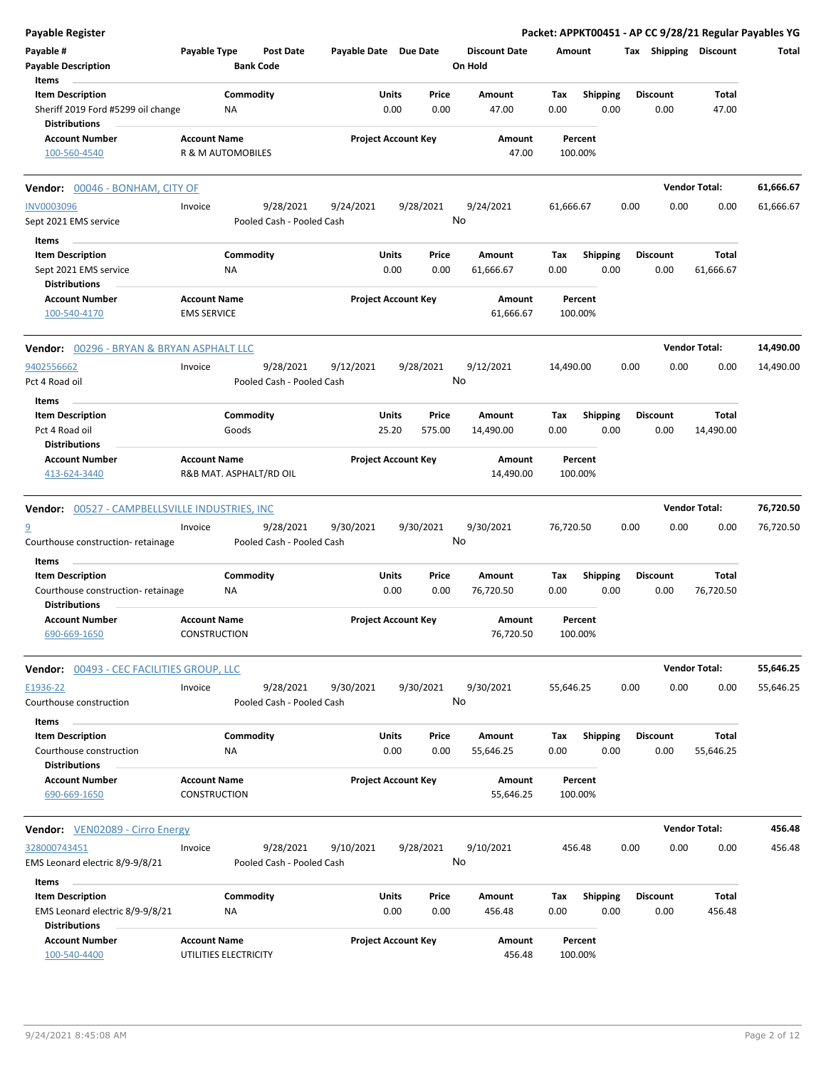**Payable Register** — **Packet: APPKT00451 - AP CC 9/28/21 Regular Payables YG**

| Payable # | Payable Type | Post Date | Payable Date | Due Date | Discount Date | Amount | Tax | Shipping | Discount | Total |
|---|---|---|---|---|---|---|---|---|---|---|
| Payable Description | | Bank Code | | | On Hold | | | | | |

**Items**

| Item Description | Commodity | Units | Price | Amount | Tax | Shipping | Discount | Total |
|---|---|---|---|---|---|---|---|---|
| Sheriff 2019 Ford #5299 oil change | NA | 0.00 | 0.00 | 47.00 | 0.00 | 0.00 | 0.00 | 47.00 |

**Distributions**

| Account Number | Account Name | Project Account Key | Amount | Percent |
|---|---|---|---|---|
| 100-560-4540 | R & M AUTOMOBILES | | 47.00 | 100.00% |

---

**Vendor: 00046 - BONHAM, CITY OF** — **Vendor Total: 61,666.67**

| Payable # | Payable Type | Post Date | Payable Date | Due Date | Discount Date | Amount | Tax | Shipping | Discount | Total |
|---|---|---|---|---|---|---|---|---|---|---|
| INV0003096 | Invoice | 9/28/2021 | 9/24/2021 | 9/28/2021 | 9/24/2021 | 61,666.67 | 0.00 | 0.00 | 0.00 | 61,666.67 |
| Sept 2021 EMS service | | Pooled Cash - Pooled Cash | | | No | | | | | |

**Items**

| Item Description | Commodity | Units | Price | Amount | Tax | Shipping | Discount | Total |
|---|---|---|---|---|---|---|---|---|
| Sept 2021 EMS service | NA | 0.00 | 0.00 | 61,666.67 | 0.00 | 0.00 | 0.00 | 61,666.67 |

**Distributions**

| Account Number | Account Name | Project Account Key | Amount | Percent |
|---|---|---|---|---|
| 100-540-4170 | EMS SERVICE | | 61,666.67 | 100.00% |

---

**Vendor: 00296 - BRYAN & BRYAN ASPHALT LLC** — **Vendor Total: 14,490.00**

| Payable # | Payable Type | Post Date | Payable Date | Due Date | Discount Date | Amount | Tax | Shipping | Discount | Total |
|---|---|---|---|---|---|---|---|---|---|---|
| 9402556662 | Invoice | 9/28/2021 | 9/12/2021 | 9/28/2021 | 9/12/2021 | 14,490.00 | 0.00 | 0.00 | 0.00 | 14,490.00 |
| Pct 4 Road oil | | Pooled Cash - Pooled Cash | | | No | | | | | |

**Items**

| Item Description | Commodity | Units | Price | Amount | Tax | Shipping | Discount | Total |
|---|---|---|---|---|---|---|---|---|
| Pct 4 Road oil | Goods | 25.20 | 575.00 | 14,490.00 | 0.00 | 0.00 | 0.00 | 14,490.00 |

**Distributions**

| Account Number | Account Name | Project Account Key | Amount | Percent |
|---|---|---|---|---|
| 413-624-3440 | R&B MAT. ASPHALT/RD OIL | | 14,490.00 | 100.00% |

---

**Vendor: 00527 - CAMPBELLSVILLE INDUSTRIES, INC** — **Vendor Total: 76,720.50**

| Payable # | Payable Type | Post Date | Payable Date | Due Date | Discount Date | Amount | Tax | Shipping | Discount | Total |
|---|---|---|---|---|---|---|---|---|---|---|
| 9 | Invoice | 9/28/2021 | 9/30/2021 | 9/30/2021 | 9/30/2021 | 76,720.50 | 0.00 | 0.00 | 0.00 | 76,720.50 |
| Courthouse construction- retainage | | Pooled Cash - Pooled Cash | | | No | | | | | |

**Items**

| Item Description | Commodity | Units | Price | Amount | Tax | Shipping | Discount | Total |
|---|---|---|---|---|---|---|---|---|
| Courthouse construction- retainage | NA | 0.00 | 0.00 | 76,720.50 | 0.00 | 0.00 | 0.00 | 76,720.50 |

**Distributions**

| Account Number | Account Name | Project Account Key | Amount | Percent |
|---|---|---|---|---|
| 690-669-1650 | CONSTRUCTION | | 76,720.50 | 100.00% |

---

**Vendor: 00493 - CEC FACILITIES GROUP, LLC** — **Vendor Total: 55,646.25**

| Payable # | Payable Type | Post Date | Payable Date | Due Date | Discount Date | Amount | Tax | Shipping | Discount | Total |
|---|---|---|---|---|---|---|---|---|---|---|
| E1936-22 | Invoice | 9/28/2021 | 9/30/2021 | 9/30/2021 | 9/30/2021 | 55,646.25 | 0.00 | 0.00 | 0.00 | 55,646.25 |
| Courthouse construction | | Pooled Cash - Pooled Cash | | | No | | | | | |

**Items**

| Item Description | Commodity | Units | Price | Amount | Tax | Shipping | Discount | Total |
|---|---|---|---|---|---|---|---|---|
| Courthouse construction | NA | 0.00 | 0.00 | 55,646.25 | 0.00 | 0.00 | 0.00 | 55,646.25 |

**Distributions**

| Account Number | Account Name | Project Account Key | Amount | Percent |
|---|---|---|---|---|
| 690-669-1650 | CONSTRUCTION | | 55,646.25 | 100.00% |

---

**Vendor: VEN02089 - Cirro Energy** — **Vendor Total: 456.48**

| Payable # | Payable Type | Post Date | Payable Date | Due Date | Discount Date | Amount | Tax | Shipping | Discount | Total |
|---|---|---|---|---|---|---|---|---|---|---|
| 328000743451 | Invoice | 9/28/2021 | 9/10/2021 | 9/28/2021 | 9/10/2021 | 456.48 | 0.00 | 0.00 | 0.00 | 456.48 |
| EMS Leonard electric 8/9-9/8/21 | | Pooled Cash - Pooled Cash | | | No | | | | | |

**Items**

| Item Description | Commodity | Units | Price | Amount | Tax | Shipping | Discount | Total |
|---|---|---|---|---|---|---|---|---|
| EMS Leonard electric 8/9-9/8/21 | NA | 0.00 | 0.00 | 456.48 | 0.00 | 0.00 | 0.00 | 456.48 |

**Distributions**

| Account Number | Account Name | Project Account Key | Amount | Percent |
|---|---|---|---|---|
| 100-540-4400 | UTILITIES ELECTRICITY | | 456.48 | 100.00% |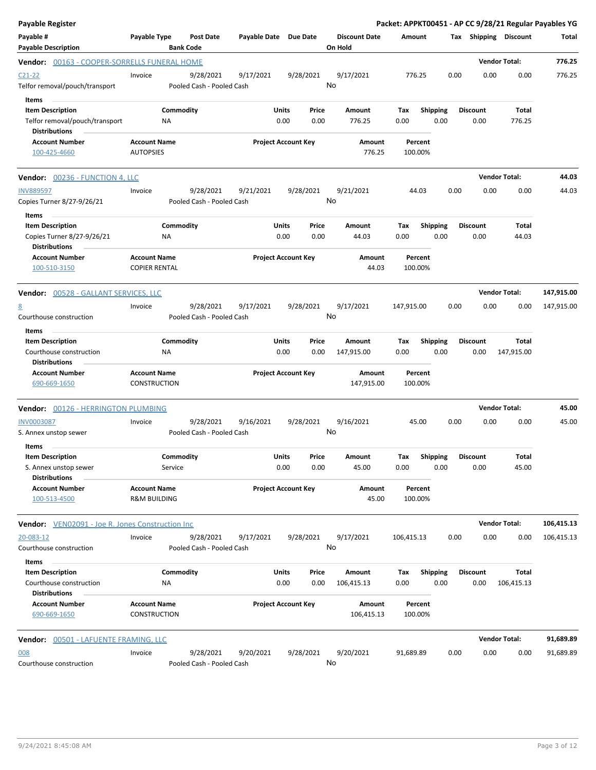**Payable Register** — **Packet: APPKT00451 - AP CC 9/28/21 Regular Payables YG**

| Payable # / Payable Description | Payable Type | Post Date / Bank Code | Payable Date | Due Date | Discount Date / On Hold | Amount | Tax | Shipping | Discount | Total |
|---|---|---|---|---|---|---|---|---|---|---|

**Vendor: 00163 - COOPER-SORRELLS FUNERAL HOME** — Vendor Total: 776.25

| Payable # | Payable Type | Post Date | Payable Date | Due Date | Discount Date | Amount | Tax | Shipping | Discount | Total |
|---|---|---|---|---|---|---|---|---|---|---|
| C21-22 | Invoice | 9/28/2021 | 9/17/2021 | 9/28/2021 | 9/17/2021 | 776.25 | 0.00 | 0.00 | 0.00 | 776.25 |

Telfor removal/pouch/transport — Pooled Cash - Pooled Cash — On Hold: No

Items

| Item Description | Commodity | Units | Price | Amount | Tax | Shipping | Discount | Total |
|---|---|---|---|---|---|---|---|---|
| Telfor removal/pouch/transport | NA | 0.00 | 0.00 | 776.25 | 0.00 | 0.00 | 0.00 | 776.25 |

Distributions

| Account Number | Account Name | Project Account Key | Amount | Percent |
|---|---|---|---|---|
| 100-425-4660 | AUTOPSIES | | 776.25 | 100.00% |

**Vendor: 00236 - FUNCTION 4, LLC** — Vendor Total: 44.03

| Payable # | Payable Type | Post Date | Payable Date | Due Date | Discount Date | Amount | Tax | Shipping | Discount | Total |
|---|---|---|---|---|---|---|---|---|---|---|
| INV889597 | Invoice | 9/28/2021 | 9/21/2021 | 9/28/2021 | 9/21/2021 | 44.03 | 0.00 | 0.00 | 0.00 | 44.03 |

Copies Turner 8/27-9/26/21 — Pooled Cash - Pooled Cash — On Hold: No

Items

| Item Description | Commodity | Units | Price | Amount | Tax | Shipping | Discount | Total |
|---|---|---|---|---|---|---|---|---|
| Copies Turner 8/27-9/26/21 | NA | 0.00 | 0.00 | 44.03 | 0.00 | 0.00 | 0.00 | 44.03 |

Distributions

| Account Number | Account Name | Project Account Key | Amount | Percent |
|---|---|---|---|---|
| 100-510-3150 | COPIER RENTAL | | 44.03 | 100.00% |

**Vendor: 00528 - GALLANT SERVICES, LLC** — Vendor Total: 147,915.00

| Payable # | Payable Type | Post Date | Payable Date | Due Date | Discount Date | Amount | Tax | Shipping | Discount | Total |
|---|---|---|---|---|---|---|---|---|---|---|
| 8 | Invoice | 9/28/2021 | 9/17/2021 | 9/28/2021 | 9/17/2021 | 147,915.00 | 0.00 | 0.00 | 0.00 | 147,915.00 |

Courthouse construction — Pooled Cash - Pooled Cash — On Hold: No

Items

| Item Description | Commodity | Units | Price | Amount | Tax | Shipping | Discount | Total |
|---|---|---|---|---|---|---|---|---|
| Courthouse construction | NA | 0.00 | 0.00 | 147,915.00 | 0.00 | 0.00 | 0.00 | 147,915.00 |

Distributions

| Account Number | Account Name | Project Account Key | Amount | Percent |
|---|---|---|---|---|
| 690-669-1650 | CONSTRUCTION | | 147,915.00 | 100.00% |

**Vendor: 00126 - HERRINGTON PLUMBING** — Vendor Total: 45.00

| Payable # | Payable Type | Post Date | Payable Date | Due Date | Discount Date | Amount | Tax | Shipping | Discount | Total |
|---|---|---|---|---|---|---|---|---|---|---|
| INV0003087 | Invoice | 9/28/2021 | 9/16/2021 | 9/28/2021 | 9/16/2021 | 45.00 | 0.00 | 0.00 | 0.00 | 45.00 |

S. Annex unstop sewer — Pooled Cash - Pooled Cash — On Hold: No

Items

| Item Description | Commodity | Units | Price | Amount | Tax | Shipping | Discount | Total |
|---|---|---|---|---|---|---|---|---|
| S. Annex unstop sewer | Service | 0.00 | 0.00 | 45.00 | 0.00 | 0.00 | 0.00 | 45.00 |

Distributions

| Account Number | Account Name | Project Account Key | Amount | Percent |
|---|---|---|---|---|
| 100-513-4500 | R&M BUILDING | | 45.00 | 100.00% |

**Vendor: VEN02091 - Joe R. Jones Construction Inc** — Vendor Total: 106,415.13

| Payable # | Payable Type | Post Date | Payable Date | Due Date | Discount Date | Amount | Tax | Shipping | Discount | Total |
|---|---|---|---|---|---|---|---|---|---|---|
| 20-083-12 | Invoice | 9/28/2021 | 9/17/2021 | 9/28/2021 | 9/17/2021 | 106,415.13 | 0.00 | 0.00 | 0.00 | 106,415.13 |

Courthouse construction — Pooled Cash - Pooled Cash — On Hold: No

Items

| Item Description | Commodity | Units | Price | Amount | Tax | Shipping | Discount | Total |
|---|---|---|---|---|---|---|---|---|
| Courthouse construction | NA | 0.00 | 0.00 | 106,415.13 | 0.00 | 0.00 | 0.00 | 106,415.13 |

Distributions

| Account Number | Account Name | Project Account Key | Amount | Percent |
|---|---|---|---|---|
| 690-669-1650 | CONSTRUCTION | | 106,415.13 | 100.00% |

**Vendor: 00501 - LAFUENTE FRAMING, LLC** — Vendor Total: 91,689.89

| Payable # | Payable Type | Post Date | Payable Date | Due Date | Discount Date | Amount | Tax | Shipping | Discount | Total |
|---|---|---|---|---|---|---|---|---|---|---|
| 008 | Invoice | 9/28/2021 | 9/20/2021 | 9/28/2021 | 9/20/2021 | 91,689.89 | 0.00 | 0.00 | 0.00 | 91,689.89 |

Courthouse construction — Pooled Cash - Pooled Cash — On Hold: No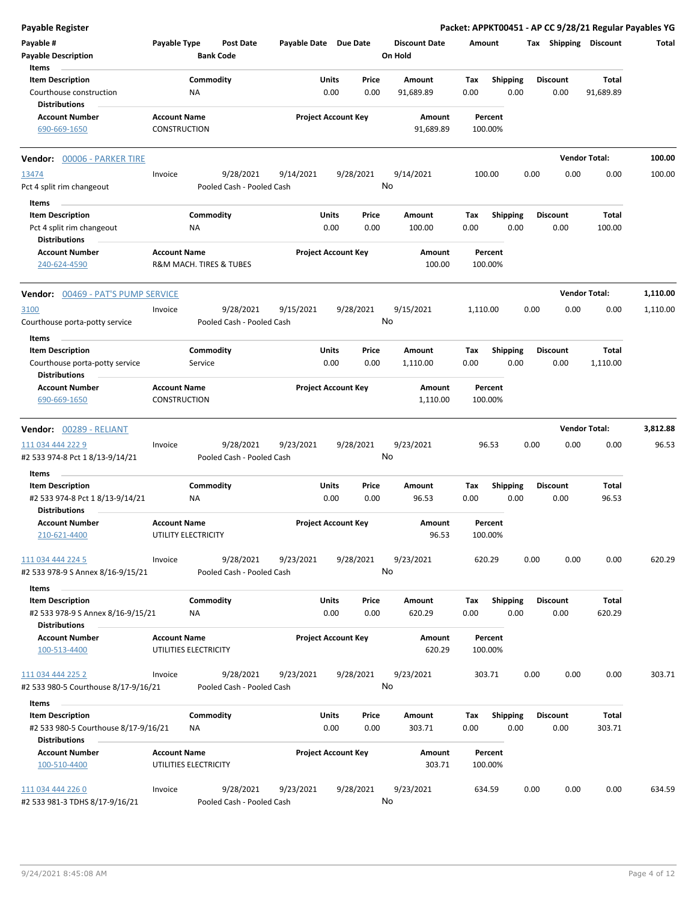Payable Register

Packet: APPKT00451 - AP CC 9/28/21 Regular Payables YG

| Payable # | Payable Type | Post Date | Payable Date | Due Date | Discount Date | Amount | Tax | Shipping | Discount | Total |
|---|---|---|---|---|---|---|---|---|---|---|
| Payable Description | | Bank Code | | | On Hold | | | | | |

Items

| Item Description | Commodity | Units | Price | Amount | Tax | Shipping | Discount | Total |
|---|---|---|---|---|---|---|---|---|
| Courthouse construction | NA | 0.00 | 0.00 | 91,689.89 | 0.00 | 0.00 | 0.00 | 91,689.89 |

Distributions

| Account Number | Account Name | Project Account Key | Amount | Percent |
|---|---|---|---|---|
| 690-669-1650 | CONSTRUCTION | | 91,689.89 | 100.00% |

**Vendor: 00006 - PARKER TIRE** — Vendor Total: 100.00

| Payable # | Payable Type | Post Date | Payable Date | Due Date | Discount Date | Amount | Tax | Shipping | Discount | Total |
|---|---|---|---|---|---|---|---|---|---|---|
| 13474 | Invoice | 9/28/2021 | 9/14/2021 | 9/28/2021 | 9/14/2021 | 100.00 | 0.00 | 0.00 | 0.00 | 100.00 |
| Pct 4 split rim changeout | | Pooled Cash - Pooled Cash | | | No | | | | | |

Items

| Item Description | Commodity | Units | Price | Amount | Tax | Shipping | Discount | Total |
|---|---|---|---|---|---|---|---|---|
| Pct 4 split rim changeout | NA | 0.00 | 0.00 | 100.00 | 0.00 | 0.00 | 0.00 | 100.00 |

Distributions

| Account Number | Account Name | Project Account Key | Amount | Percent |
|---|---|---|---|---|
| 240-624-4590 | R&M MACH. TIRES & TUBES | | 100.00 | 100.00% |

**Vendor: 00469 - PAT'S PUMP SERVICE** — Vendor Total: 1,110.00

| Payable # | Payable Type | Post Date | Payable Date | Due Date | Discount Date | Amount | Tax | Shipping | Discount | Total |
|---|---|---|---|---|---|---|---|---|---|---|
| 3100 | Invoice | 9/28/2021 | 9/15/2021 | 9/28/2021 | 9/15/2021 | 1,110.00 | 0.00 | 0.00 | 0.00 | 1,110.00 |
| Courthouse porta-potty service | | Pooled Cash - Pooled Cash | | | No | | | | | |

Items

| Item Description | Commodity | Units | Price | Amount | Tax | Shipping | Discount | Total |
|---|---|---|---|---|---|---|---|---|
| Courthouse porta-potty service | Service | 0.00 | 0.00 | 1,110.00 | 0.00 | 0.00 | 0.00 | 1,110.00 |

Distributions

| Account Number | Account Name | Project Account Key | Amount | Percent |
|---|---|---|---|---|
| 690-669-1650 | CONSTRUCTION | | 1,110.00 | 100.00% |

**Vendor: 00289 - RELIANT** — Vendor Total: 3,812.88

| Payable # | Payable Type | Post Date | Payable Date | Due Date | Discount Date | Amount | Tax | Shipping | Discount | Total |
|---|---|---|---|---|---|---|---|---|---|---|
| 111 034 444 222 9 | Invoice | 9/28/2021 | 9/23/2021 | 9/28/2021 | 9/23/2021 | 96.53 | 0.00 | 0.00 | 0.00 | 96.53 |
| #2 533 974-8 Pct 1 8/13-9/14/21 | | Pooled Cash - Pooled Cash | | | No | | | | | |

Items

| Item Description | Commodity | Units | Price | Amount | Tax | Shipping | Discount | Total |
|---|---|---|---|---|---|---|---|---|
| #2 533 974-8 Pct 1 8/13-9/14/21 | NA | 0.00 | 0.00 | 96.53 | 0.00 | 0.00 | 0.00 | 96.53 |

Distributions

| Account Number | Account Name | Project Account Key | Amount | Percent |
|---|---|---|---|---|
| 210-621-4400 | UTILITY ELECTRICITY | | 96.53 | 100.00% |

| Payable # | Payable Type | Post Date | Payable Date | Due Date | Discount Date | Amount | Tax | Shipping | Discount | Total |
|---|---|---|---|---|---|---|---|---|---|---|
| 111 034 444 224 5 | Invoice | 9/28/2021 | 9/23/2021 | 9/28/2021 | 9/23/2021 | 620.29 | 0.00 | 0.00 | 0.00 | 620.29 |
| #2 533 978-9 S Annex 8/16-9/15/21 | | Pooled Cash - Pooled Cash | | | No | | | | | |

Items

| Item Description | Commodity | Units | Price | Amount | Tax | Shipping | Discount | Total |
|---|---|---|---|---|---|---|---|---|
| #2 533 978-9 S Annex 8/16-9/15/21 | NA | 0.00 | 0.00 | 620.29 | 0.00 | 0.00 | 0.00 | 620.29 |

Distributions

| Account Number | Account Name | Project Account Key | Amount | Percent |
|---|---|---|---|---|
| 100-513-4400 | UTILITIES ELECTRICITY | | 620.29 | 100.00% |

| Payable # | Payable Type | Post Date | Payable Date | Due Date | Discount Date | Amount | Tax | Shipping | Discount | Total |
|---|---|---|---|---|---|---|---|---|---|---|
| 111 034 444 225 2 | Invoice | 9/28/2021 | 9/23/2021 | 9/28/2021 | 9/23/2021 | 303.71 | 0.00 | 0.00 | 0.00 | 303.71 |
| #2 533 980-5 Courthouse 8/17-9/16/21 | | Pooled Cash - Pooled Cash | | | No | | | | | |

Items

| Item Description | Commodity | Units | Price | Amount | Tax | Shipping | Discount | Total |
|---|---|---|---|---|---|---|---|---|
| #2 533 980-5 Courthouse 8/17-9/16/21 | NA | 0.00 | 0.00 | 303.71 | 0.00 | 0.00 | 0.00 | 303.71 |

Distributions

| Account Number | Account Name | Project Account Key | Amount | Percent |
|---|---|---|---|---|
| 100-510-4400 | UTILITIES ELECTRICITY | | 303.71 | 100.00% |

| Payable # | Payable Type | Post Date | Payable Date | Due Date | Discount Date | Amount | Tax | Shipping | Discount | Total |
|---|---|---|---|---|---|---|---|---|---|---|
| 111 034 444 226 0 | Invoice | 9/28/2021 | 9/23/2021 | 9/28/2021 | 9/23/2021 | 634.59 | 0.00 | 0.00 | 0.00 | 634.59 |
| #2 533 981-3 TDHS 8/17-9/16/21 | | Pooled Cash - Pooled Cash | | | No | | | | | |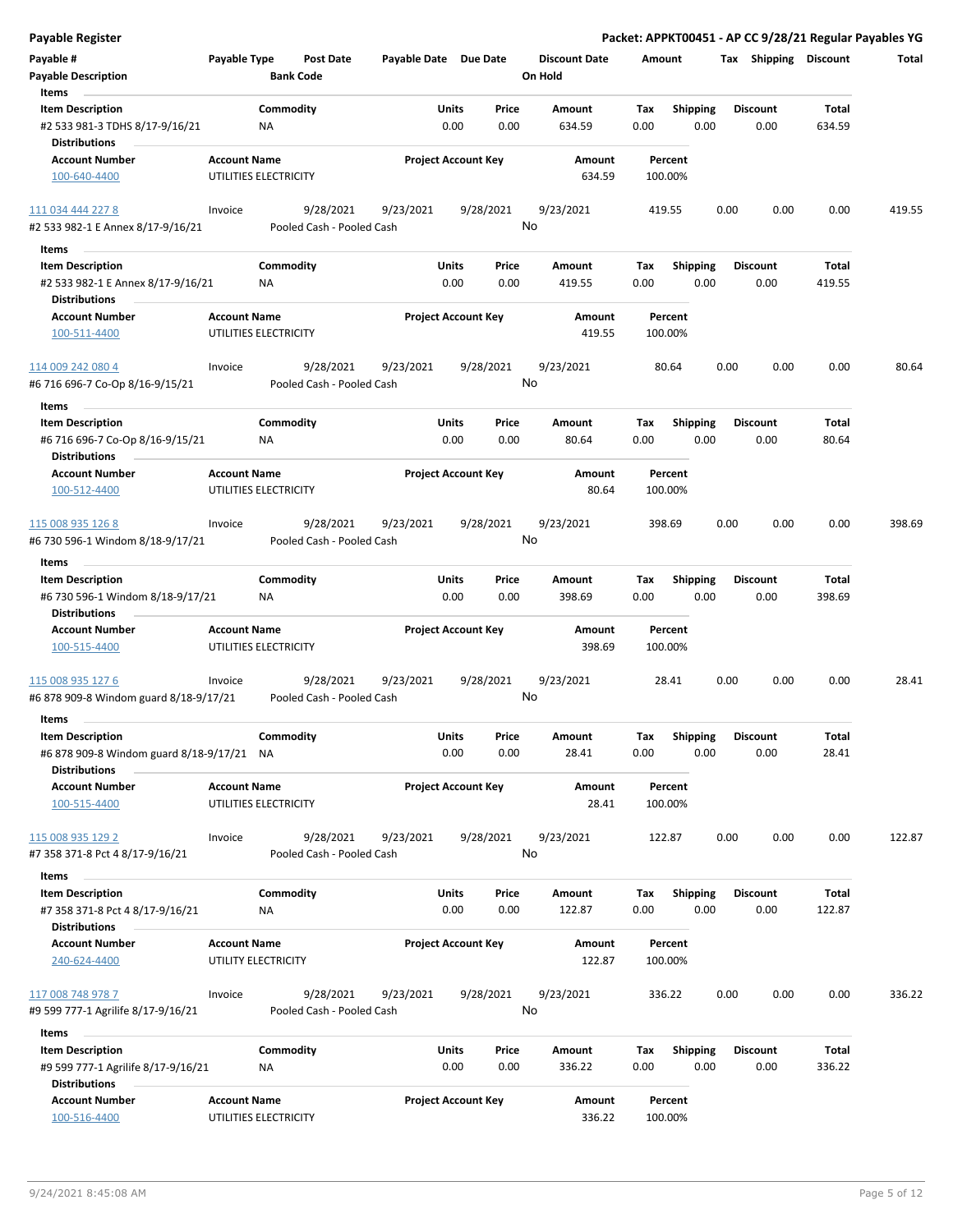| Payable # | Payable Type | Post Date | Payable Date | Due Date | Discount Date | Amount | Tax | Shipping | Discount | Total |
|---|---|---|---|---|---|---|---|---|---|---|
| Payable Description | | Bank Code | | | On Hold | | | | | |

**Items**

| Item Description | Commodity | Units | Price | Amount | Tax | Shipping | Discount | Total |
|---|---|---|---|---|---|---|---|---|
| #2 533 981-3 TDHS 8/17-9/16/21 | NA | 0.00 | 0.00 | 634.59 | 0.00 | 0.00 | 0.00 | 634.59 |

**Distributions**

| Account Number | Account Name | Project Account Key | Amount | Percent |
|---|---|---|---|---|
| 100-640-4400 | UTILITIES ELECTRICITY | | 634.59 | 100.00% |

| Payable # | Payable Type | Post Date | Payable Date | Due Date | Discount Date | Amount | Tax | Shipping | Discount | Total |
|---|---|---|---|---|---|---|---|---|---|---|
| 111 034 444 227 8 | Invoice | 9/28/2021 | 9/23/2021 | 9/28/2021 | 9/23/2021 | 419.55 | 0.00 | 0.00 | 0.00 | 419.55 |
| #2 533 982-1 E Annex 8/17-9/16/21 | | Pooled Cash - Pooled Cash | | | No | | | | | |

**Items**

| Item Description | Commodity | Units | Price | Amount | Tax | Shipping | Discount | Total |
|---|---|---|---|---|---|---|---|---|
| #2 533 982-1 E Annex 8/17-9/16/21 | NA | 0.00 | 0.00 | 419.55 | 0.00 | 0.00 | 0.00 | 419.55 |

**Distributions**

| Account Number | Account Name | Project Account Key | Amount | Percent |
|---|---|---|---|---|
| 100-511-4400 | UTILITIES ELECTRICITY | | 419.55 | 100.00% |

| Payable # | Payable Type | Post Date | Payable Date | Due Date | Discount Date | Amount | Tax | Shipping | Discount | Total |
|---|---|---|---|---|---|---|---|---|---|---|
| 114 009 242 080 4 | Invoice | 9/28/2021 | 9/23/2021 | 9/28/2021 | 9/23/2021 | 80.64 | 0.00 | 0.00 | 0.00 | 80.64 |
| #6 716 696-7 Co-Op 8/16-9/15/21 | | Pooled Cash - Pooled Cash | | | No | | | | | |

**Items**

| Item Description | Commodity | Units | Price | Amount | Tax | Shipping | Discount | Total |
|---|---|---|---|---|---|---|---|---|
| #6 716 696-7 Co-Op 8/16-9/15/21 | NA | 0.00 | 0.00 | 80.64 | 0.00 | 0.00 | 0.00 | 80.64 |

**Distributions**

| Account Number | Account Name | Project Account Key | Amount | Percent |
|---|---|---|---|---|
| 100-512-4400 | UTILITIES ELECTRICITY | | 80.64 | 100.00% |

| Payable # | Payable Type | Post Date | Payable Date | Due Date | Discount Date | Amount | Tax | Shipping | Discount | Total |
|---|---|---|---|---|---|---|---|---|---|---|
| 115 008 935 126 8 | Invoice | 9/28/2021 | 9/23/2021 | 9/28/2021 | 9/23/2021 | 398.69 | 0.00 | 0.00 | 0.00 | 398.69 |
| #6 730 596-1 Windom 8/18-9/17/21 | | Pooled Cash - Pooled Cash | | | No | | | | | |

**Items**

| Item Description | Commodity | Units | Price | Amount | Tax | Shipping | Discount | Total |
|---|---|---|---|---|---|---|---|---|
| #6 730 596-1 Windom 8/18-9/17/21 | NA | 0.00 | 0.00 | 398.69 | 0.00 | 0.00 | 0.00 | 398.69 |

**Distributions**

| Account Number | Account Name | Project Account Key | Amount | Percent |
|---|---|---|---|---|
| 100-515-4400 | UTILITIES ELECTRICITY | | 398.69 | 100.00% |

| Payable # | Payable Type | Post Date | Payable Date | Due Date | Discount Date | Amount | Tax | Shipping | Discount | Total |
|---|---|---|---|---|---|---|---|---|---|---|
| 115 008 935 127 6 | Invoice | 9/28/2021 | 9/23/2021 | 9/28/2021 | 9/23/2021 | 28.41 | 0.00 | 0.00 | 0.00 | 28.41 |
| #6 878 909-8 Windom guard 8/18-9/17/21 | | Pooled Cash - Pooled Cash | | | No | | | | | |

**Items**

| Item Description | Commodity | Units | Price | Amount | Tax | Shipping | Discount | Total |
|---|---|---|---|---|---|---|---|---|
| #6 878 909-8 Windom guard 8/18-9/17/21 | NA | 0.00 | 0.00 | 28.41 | 0.00 | 0.00 | 0.00 | 28.41 |

**Distributions**

| Account Number | Account Name | Project Account Key | Amount | Percent |
|---|---|---|---|---|
| 100-515-4400 | UTILITIES ELECTRICITY | | 28.41 | 100.00% |

| Payable # | Payable Type | Post Date | Payable Date | Due Date | Discount Date | Amount | Tax | Shipping | Discount | Total |
|---|---|---|---|---|---|---|---|---|---|---|
| 115 008 935 129 2 | Invoice | 9/28/2021 | 9/23/2021 | 9/28/2021 | 9/23/2021 | 122.87 | 0.00 | 0.00 | 0.00 | 122.87 |
| #7 358 371-8 Pct 4 8/17-9/16/21 | | Pooled Cash - Pooled Cash | | | No | | | | | |

**Items**

| Item Description | Commodity | Units | Price | Amount | Tax | Shipping | Discount | Total |
|---|---|---|---|---|---|---|---|---|
| #7 358 371-8 Pct 4 8/17-9/16/21 | NA | 0.00 | 0.00 | 122.87 | 0.00 | 0.00 | 0.00 | 122.87 |

**Distributions**

| Account Number | Account Name | Project Account Key | Amount | Percent |
|---|---|---|---|---|
| 240-624-4400 | UTILITY ELECTRICITY | | 122.87 | 100.00% |

| Payable # | Payable Type | Post Date | Payable Date | Due Date | Discount Date | Amount | Tax | Shipping | Discount | Total |
|---|---|---|---|---|---|---|---|---|---|---|
| 117 008 748 978 7 | Invoice | 9/28/2021 | 9/23/2021 | 9/28/2021 | 9/23/2021 | 336.22 | 0.00 | 0.00 | 0.00 | 336.22 |
| #9 599 777-1 Agrilife 8/17-9/16/21 | | Pooled Cash - Pooled Cash | | | No | | | | | |

**Items**

| Item Description | Commodity | Units | Price | Amount | Tax | Shipping | Discount | Total |
|---|---|---|---|---|---|---|---|---|
| #9 599 777-1 Agrilife 8/17-9/16/21 | NA | 0.00 | 0.00 | 336.22 | 0.00 | 0.00 | 0.00 | 336.22 |

**Distributions**

| Account Number | Account Name | Project Account Key | Amount | Percent |
|---|---|---|---|---|
| 100-516-4400 | UTILITIES ELECTRICITY | | 336.22 | 100.00% |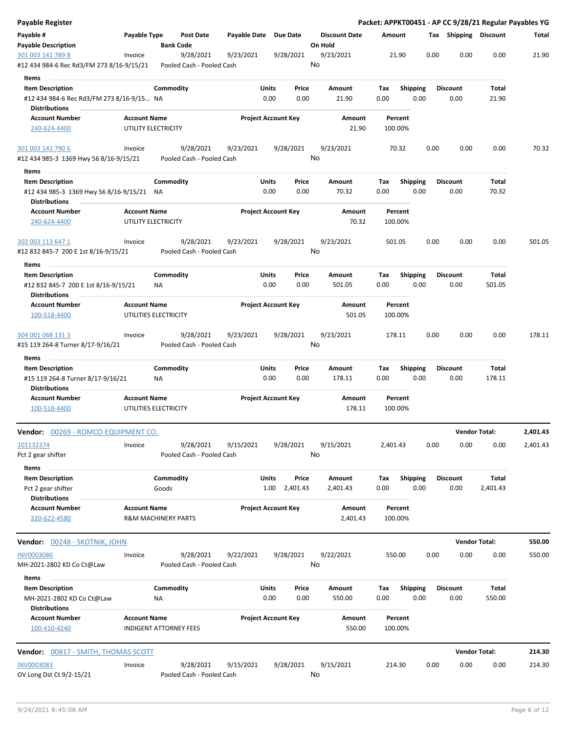**Payable Register** — **Packet: APPKT00451 - AP CC 9/28/21 Regular Payables YG**

| Payable # / Payable Description | Payable Type | Post Date / Bank Code | Payable Date | Due Date | Discount Date / On Hold | Amount | Tax | Shipping | Discount | Total |
|---|---|---|---|---|---|---|---|---|---|---|
| 301 003 141 789 8 | Invoice | 9/28/2021 | 9/23/2021 | 9/28/2021 | 9/23/2021 | 21.90 | 0.00 | 0.00 | 0.00 | 21.90 |
| #12 434 984-6 Rec Rd3/FM 273 8/16-9/15/21 | | Pooled Cash - Pooled Cash | | | No | | | | | |

Items

| Item Description | Commodity | Units | Price | Amount | Tax | Shipping | Discount | Total |
|---|---|---|---|---|---|---|---|---|
| #12 434 984-6 Rec Rd3/FM 273 8/16-9/15... | NA | 0.00 | 0.00 | 21.90 | 0.00 | 0.00 | 0.00 | 21.90 |

Distributions

| Account Number | Account Name | Project Account Key | Amount | Percent |
|---|---|---|---|---|
| 240-624-4400 | UTILITY ELECTRICITY | | 21.90 | 100.00% |

| Payable # / Payable Description | Payable Type | Post Date / Bank Code | Payable Date | Due Date | Discount Date / On Hold | Amount | Tax | Shipping | Discount | Total |
|---|---|---|---|---|---|---|---|---|---|---|
| 301 003 141 790 6 | Invoice | 9/28/2021 | 9/23/2021 | 9/28/2021 | 9/23/2021 | 70.32 | 0.00 | 0.00 | 0.00 | 70.32 |
| #12 434 985-3 1369 Hwy 56 8/16-9/15/21 | | Pooled Cash - Pooled Cash | | | No | | | | | |

Items

| Item Description | Commodity | Units | Price | Amount | Tax | Shipping | Discount | Total |
|---|---|---|---|---|---|---|---|---|
| #12 434 985-3 1369 Hwy 56 8/16-9/15/21 | NA | 0.00 | 0.00 | 70.32 | 0.00 | 0.00 | 0.00 | 70.32 |

Distributions

| Account Number | Account Name | Project Account Key | Amount | Percent |
|---|---|---|---|---|
| 240-624-4400 | UTILITY ELECTRICITY | | 70.32 | 100.00% |

| Payable # / Payable Description | Payable Type | Post Date / Bank Code | Payable Date | Due Date | Discount Date / On Hold | Amount | Tax | Shipping | Discount | Total |
|---|---|---|---|---|---|---|---|---|---|---|
| 302 003 113 647 1 | Invoice | 9/28/2021 | 9/23/2021 | 9/28/2021 | 9/23/2021 | 501.05 | 0.00 | 0.00 | 0.00 | 501.05 |
| #12 832 845-7 200 E 1st 8/16-9/15/21 | | Pooled Cash - Pooled Cash | | | No | | | | | |

Items

| Item Description | Commodity | Units | Price | Amount | Tax | Shipping | Discount | Total |
|---|---|---|---|---|---|---|---|---|
| #12 832 845-7 200 E 1st 8/16-9/15/21 | NA | 0.00 | 0.00 | 501.05 | 0.00 | 0.00 | 0.00 | 501.05 |

Distributions

| Account Number | Account Name | Project Account Key | Amount | Percent |
|---|---|---|---|---|
| 100-518-4400 | UTILITIES ELECTRICITY | | 501.05 | 100.00% |

| Payable # / Payable Description | Payable Type | Post Date / Bank Code | Payable Date | Due Date | Discount Date / On Hold | Amount | Tax | Shipping | Discount | Total |
|---|---|---|---|---|---|---|---|---|---|---|
| 304 001 068 131 3 | Invoice | 9/28/2021 | 9/23/2021 | 9/28/2021 | 9/23/2021 | 178.11 | 0.00 | 0.00 | 0.00 | 178.11 |
| #15 119 264-8 Turner 8/17-9/16/21 | | Pooled Cash - Pooled Cash | | | No | | | | | |

Items

| Item Description | Commodity | Units | Price | Amount | Tax | Shipping | Discount | Total |
|---|---|---|---|---|---|---|---|---|
| #15 119 264-8 Turner 8/17-9/16/21 | NA | 0.00 | 0.00 | 178.11 | 0.00 | 0.00 | 0.00 | 178.11 |

Distributions

| Account Number | Account Name | Project Account Key | Amount | Percent |
|---|---|---|---|---|
| 100-518-4400 | UTILITIES ELECTRICITY | | 178.11 | 100.00% |

**Vendor: 00269 - ROMCO EQUIPMENT CO.** — **Vendor Total: 2,401.43**

| Payable # / Payable Description | Payable Type | Post Date / Bank Code | Payable Date | Due Date | Discount Date / On Hold | Amount | Tax | Shipping | Discount | Total |
|---|---|---|---|---|---|---|---|---|---|---|
| 101132374 | Invoice | 9/28/2021 | 9/15/2021 | 9/28/2021 | 9/15/2021 | 2,401.43 | 0.00 | 0.00 | 0.00 | 2,401.43 |
| Pct 2 gear shifter | | Pooled Cash - Pooled Cash | | | No | | | | | |

Items

| Item Description | Commodity | Units | Price | Amount | Tax | Shipping | Discount | Total |
|---|---|---|---|---|---|---|---|---|
| Pct 2 gear shifter | Goods | 1.00 | 2,401.43 | 2,401.43 | 0.00 | 0.00 | 0.00 | 2,401.43 |

Distributions

| Account Number | Account Name | Project Account Key | Amount | Percent |
|---|---|---|---|---|
| 220-622-4580 | R&M MACHINERY PARTS | | 2,401.43 | 100.00% |

**Vendor: 00248 - SKOTNIK, JOHN** — **Vendor Total: 550.00**

| Payable # / Payable Description | Payable Type | Post Date / Bank Code | Payable Date | Due Date | Discount Date / On Hold | Amount | Tax | Shipping | Discount | Total |
|---|---|---|---|---|---|---|---|---|---|---|
| INV0003086 | Invoice | 9/28/2021 | 9/22/2021 | 9/28/2021 | 9/22/2021 | 550.00 | 0.00 | 0.00 | 0.00 | 550.00 |
| MH-2021-2802 KD Co Ct@Law | | Pooled Cash - Pooled Cash | | | No | | | | | |

Items

| Item Description | Commodity | Units | Price | Amount | Tax | Shipping | Discount | Total |
|---|---|---|---|---|---|---|---|---|
| MH-2021-2802 KD Co Ct@Law | NA | 0.00 | 0.00 | 550.00 | 0.00 | 0.00 | 0.00 | 550.00 |

Distributions

| Account Number | Account Name | Project Account Key | Amount | Percent |
|---|---|---|---|---|
| 100-410-4240 | INDIGENT ATTORNEY FEES | | 550.00 | 100.00% |

**Vendor: 00817 - SMITH, THOMAS SCOTT** — **Vendor Total: 214.30**

| Payable # / Payable Description | Payable Type | Post Date / Bank Code | Payable Date | Due Date | Discount Date / On Hold | Amount | Tax | Shipping | Discount | Total |
|---|---|---|---|---|---|---|---|---|---|---|
| INV0003083 | Invoice | 9/28/2021 | 9/15/2021 | 9/28/2021 | 9/15/2021 | 214.30 | 0.00 | 0.00 | 0.00 | 214.30 |
| OV Long Dst Ct 9/2-15/21 | | Pooled Cash - Pooled Cash | | | No | | | | | |

9/24/2021 8:45:08 AM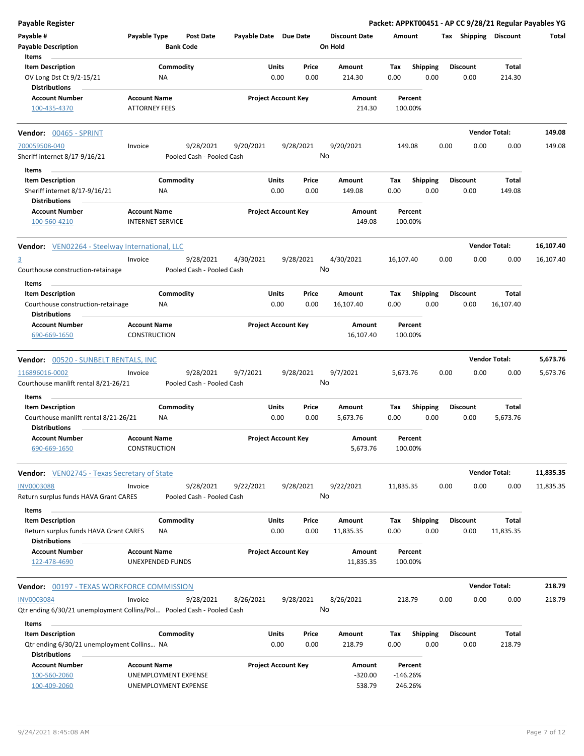# Payable Register

**Packet: APPKT00451 - AP CC 9/28/21 Regular Payables YG**

| Payable # | Payable Type | Post Date | Payable Date | Due Date | Discount Date | Amount | Tax | Shipping | Discount | Total |
|---|---|---|---|---|---|---|---|---|---|---|
| Payable Description | | Bank Code | | | On Hold | | | | | |

**Items**

| Item Description | Commodity | Units | Price | Amount | Tax | Shipping | Discount | Total |
|---|---|---|---|---|---|---|---|---|
| OV Long Dst Ct 9/2-15/21 | NA | 0.00 | 0.00 | 214.30 | 0.00 | 0.00 | 0.00 | 214.30 |

**Distributions**

| Account Number | Account Name | Project Account Key | Amount | Percent |
|---|---|---|---|---|
| 100-435-4370 | ATTORNEY FEES | | 214.30 | 100.00% |

---

**Vendor:** 00465 - SPRINT — **Vendor Total:** 149.08

| Payable # | Payable Type | Post Date | Payable Date | Due Date | Discount Date | Amount | Tax | Shipping | Discount | Total |
|---|---|---|---|---|---|---|---|---|---|---|
| 700059508-040 | Invoice | 9/28/2021 | 9/20/2021 | 9/28/2021 | 9/20/2021 | 149.08 | 0.00 | 0.00 | 0.00 | 149.08 |
| Sheriff internet 8/17-9/16/21 | | Pooled Cash - Pooled Cash | | | No | | | | | |

**Items**

| Item Description | Commodity | Units | Price | Amount | Tax | Shipping | Discount | Total |
|---|---|---|---|---|---|---|---|---|
| Sheriff internet 8/17-9/16/21 | NA | 0.00 | 0.00 | 149.08 | 0.00 | 0.00 | 0.00 | 149.08 |

**Distributions**

| Account Number | Account Name | Project Account Key | Amount | Percent |
|---|---|---|---|---|
| 100-560-4210 | INTERNET SERVICE | | 149.08 | 100.00% |

---

**Vendor:** VEN02264 - Steelway International, LLC — **Vendor Total:** 16,107.40

| Payable # | Payable Type | Post Date | Payable Date | Due Date | Discount Date | Amount | Tax | Shipping | Discount | Total |
|---|---|---|---|---|---|---|---|---|---|---|
| 3 | Invoice | 9/28/2021 | 4/30/2021 | 9/28/2021 | 4/30/2021 | 16,107.40 | 0.00 | 0.00 | 0.00 | 16,107.40 |
| Courthouse construction-retainage | | Pooled Cash - Pooled Cash | | | No | | | | | |

**Items**

| Item Description | Commodity | Units | Price | Amount | Tax | Shipping | Discount | Total |
|---|---|---|---|---|---|---|---|---|
| Courthouse construction-retainage | NA | 0.00 | 0.00 | 16,107.40 | 0.00 | 0.00 | 0.00 | 16,107.40 |

**Distributions**

| Account Number | Account Name | Project Account Key | Amount | Percent |
|---|---|---|---|---|
| 690-669-1650 | CONSTRUCTION | | 16,107.40 | 100.00% |

---

**Vendor:** 00520 - SUNBELT RENTALS, INC — **Vendor Total:** 5,673.76

| Payable # | Payable Type | Post Date | Payable Date | Due Date | Discount Date | Amount | Tax | Shipping | Discount | Total |
|---|---|---|---|---|---|---|---|---|---|---|
| 116896016-0002 | Invoice | 9/28/2021 | 9/7/2021 | 9/28/2021 | 9/7/2021 | 5,673.76 | 0.00 | 0.00 | 0.00 | 5,673.76 |
| Courthouse manlift rental 8/21-26/21 | | Pooled Cash - Pooled Cash | | | No | | | | | |

**Items**

| Item Description | Commodity | Units | Price | Amount | Tax | Shipping | Discount | Total |
|---|---|---|---|---|---|---|---|---|
| Courthouse manlift rental 8/21-26/21 | NA | 0.00 | 0.00 | 5,673.76 | 0.00 | 0.00 | 0.00 | 5,673.76 |

**Distributions**

| Account Number | Account Name | Project Account Key | Amount | Percent |
|---|---|---|---|---|
| 690-669-1650 | CONSTRUCTION | | 5,673.76 | 100.00% |

---

**Vendor:** VEN02745 - Texas Secretary of State — **Vendor Total:** 11,835.35

| Payable # | Payable Type | Post Date | Payable Date | Due Date | Discount Date | Amount | Tax | Shipping | Discount | Total |
|---|---|---|---|---|---|---|---|---|---|---|
| INV0003088 | Invoice | 9/28/2021 | 9/22/2021 | 9/28/2021 | 9/22/2021 | 11,835.35 | 0.00 | 0.00 | 0.00 | 11,835.35 |
| Return surplus funds HAVA Grant CARES | | Pooled Cash - Pooled Cash | | | No | | | | | |

**Items**

| Item Description | Commodity | Units | Price | Amount | Tax | Shipping | Discount | Total |
|---|---|---|---|---|---|---|---|---|
| Return surplus funds HAVA Grant CARES | NA | 0.00 | 0.00 | 11,835.35 | 0.00 | 0.00 | 0.00 | 11,835.35 |

**Distributions**

| Account Number | Account Name | Project Account Key | Amount | Percent |
|---|---|---|---|---|
| 122-478-4690 | UNEXPENDED FUNDS | | 11,835.35 | 100.00% |

---

**Vendor:** 00197 - TEXAS WORKFORCE COMMISSION — **Vendor Total:** 218.79

| Payable # | Payable Type | Post Date | Payable Date | Due Date | Discount Date | Amount | Tax | Shipping | Discount | Total |
|---|---|---|---|---|---|---|---|---|---|---|
| INV0003084 | Invoice | 9/28/2021 | 8/26/2021 | 9/28/2021 | 8/26/2021 | 218.79 | 0.00 | 0.00 | 0.00 | 218.79 |
| Qtr ending 6/30/21 unemployment Collins/Pol... | | Pooled Cash - Pooled Cash | | | No | | | | | |

**Items**

| Item Description | Commodity | Units | Price | Amount | Tax | Shipping | Discount | Total |
|---|---|---|---|---|---|---|---|---|
| Qtr ending 6/30/21 unemployment Collins... | NA | 0.00 | 0.00 | 218.79 | 0.00 | 0.00 | 0.00 | 218.79 |

**Distributions**

| Account Number | Account Name | Project Account Key | Amount | Percent |
|---|---|---|---|---|
| 100-560-2060 | UNEMPLOYMENT EXPENSE | | -320.00 | -146.26% |
| 100-409-2060 | UNEMPLOYMENT EXPENSE | | 538.79 | 246.26% |

9/24/2021 8:45:08 AM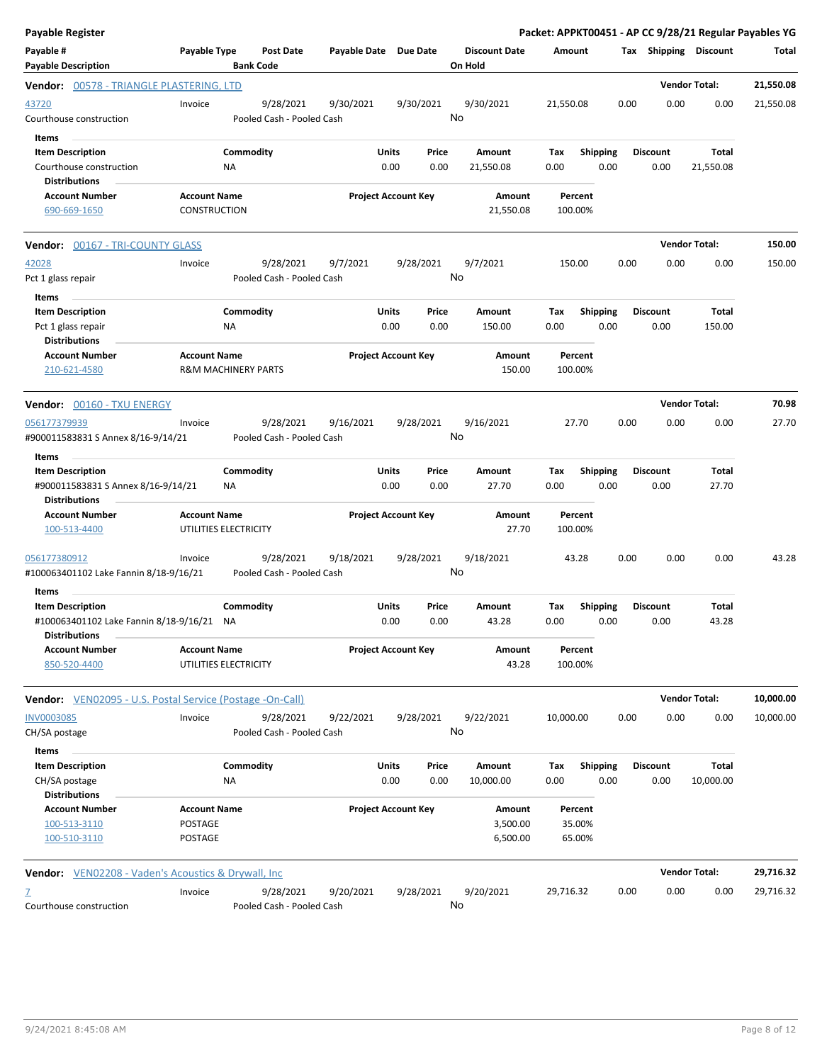# Payable Register

**Packet: APPKT00451 - AP CC 9/28/21 Regular Payables YG**

| Payable # / Payable Description | Payable Type | Post Date / Bank Code | Payable Date | Due Date | Discount Date / On Hold | Amount | Tax | Shipping | Discount | Total |
|---|---|---|---|---|---|---|---|---|---|---|

## Vendor: 00578 - TRIANGLE PLASTERING, LTD

**Vendor Total: 21,550.08**

| Payable # | Payable Type | Post Date | Payable Date | Due Date | Discount Date | Amount | Tax | Shipping | Discount | Total |
|---|---|---|---|---|---|---|---|---|---|---|
| 43720 | Invoice | 9/28/2021 | 9/30/2021 | 9/30/2021 | 9/30/2021 | 21,550.08 | 0.00 | 0.00 | 0.00 | 21,550.08 |
| Courthouse construction | | Pooled Cash - Pooled Cash | | | No | | | | | |

**Items**

| Item Description | Commodity | Units | Price | Amount | Tax | Shipping | Discount | Total |
|---|---|---|---|---|---|---|---|---|
| Courthouse construction | NA | 0.00 | 0.00 | 21,550.08 | 0.00 | 0.00 | 0.00 | 21,550.08 |

**Distributions**

| Account Number | Account Name | Project Account Key | Amount | Percent |
|---|---|---|---|---|
| 690-669-1650 | CONSTRUCTION | | 21,550.08 | 100.00% |

## Vendor: 00167 - TRI-COUNTY GLASS

**Vendor Total: 150.00**

| Payable # | Payable Type | Post Date | Payable Date | Due Date | Discount Date | Amount | Tax | Shipping | Discount | Total |
|---|---|---|---|---|---|---|---|---|---|---|
| 42028 | Invoice | 9/28/2021 | 9/7/2021 | 9/28/2021 | 9/7/2021 | 150.00 | 0.00 | 0.00 | 0.00 | 150.00 |
| Pct 1 glass repair | | Pooled Cash - Pooled Cash | | | No | | | | | |

**Items**

| Item Description | Commodity | Units | Price | Amount | Tax | Shipping | Discount | Total |
|---|---|---|---|---|---|---|---|---|
| Pct 1 glass repair | NA | 0.00 | 0.00 | 150.00 | 0.00 | 0.00 | 0.00 | 150.00 |

**Distributions**

| Account Number | Account Name | Project Account Key | Amount | Percent |
|---|---|---|---|---|
| 210-621-4580 | R&M MACHINERY PARTS | | 150.00 | 100.00% |

## Vendor: 00160 - TXU ENERGY

**Vendor Total: 70.98**

| Payable # | Payable Type | Post Date | Payable Date | Due Date | Discount Date | Amount | Tax | Shipping | Discount | Total |
|---|---|---|---|---|---|---|---|---|---|---|
| 056177379939 | Invoice | 9/28/2021 | 9/16/2021 | 9/28/2021 | 9/16/2021 | 27.70 | 0.00 | 0.00 | 0.00 | 27.70 |
| #900011583831 S Annex 8/16-9/14/21 | | Pooled Cash - Pooled Cash | | | No | | | | | |

**Items**

| Item Description | Commodity | Units | Price | Amount | Tax | Shipping | Discount | Total |
|---|---|---|---|---|---|---|---|---|
| #900011583831 S Annex 8/16-9/14/21 | NA | 0.00 | 0.00 | 27.70 | 0.00 | 0.00 | 0.00 | 27.70 |

**Distributions**

| Account Number | Account Name | Project Account Key | Amount | Percent |
|---|---|---|---|---|
| 100-513-4400 | UTILITIES ELECTRICITY | | 27.70 | 100.00% |

| Payable # | Payable Type | Post Date | Payable Date | Due Date | Discount Date | Amount | Tax | Shipping | Discount | Total |
|---|---|---|---|---|---|---|---|---|---|---|
| 056177380912 | Invoice | 9/28/2021 | 9/18/2021 | 9/28/2021 | 9/18/2021 | 43.28 | 0.00 | 0.00 | 0.00 | 43.28 |
| #100063401102 Lake Fannin 8/18-9/16/21 | | Pooled Cash - Pooled Cash | | | No | | | | | |

**Items**

| Item Description | Commodity | Units | Price | Amount | Tax | Shipping | Discount | Total |
|---|---|---|---|---|---|---|---|---|
| #100063401102 Lake Fannin 8/18-9/16/21 | NA | 0.00 | 0.00 | 43.28 | 0.00 | 0.00 | 0.00 | 43.28 |

**Distributions**

| Account Number | Account Name | Project Account Key | Amount | Percent |
|---|---|---|---|---|
| 850-520-4400 | UTILITIES ELECTRICITY | | 43.28 | 100.00% |

## Vendor: VEN02095 - U.S. Postal Service (Postage -On-Call)

**Vendor Total: 10,000.00**

| Payable # | Payable Type | Post Date | Payable Date | Due Date | Discount Date | Amount | Tax | Shipping | Discount | Total |
|---|---|---|---|---|---|---|---|---|---|---|
| INV0003085 | Invoice | 9/28/2021 | 9/22/2021 | 9/28/2021 | 9/22/2021 | 10,000.00 | 0.00 | 0.00 | 0.00 | 10,000.00 |
| CH/SA postage | | Pooled Cash - Pooled Cash | | | No | | | | | |

**Items**

| Item Description | Commodity | Units | Price | Amount | Tax | Shipping | Discount | Total |
|---|---|---|---|---|---|---|---|---|
| CH/SA postage | NA | 0.00 | 0.00 | 10,000.00 | 0.00 | 0.00 | 0.00 | 10,000.00 |

**Distributions**

| Account Number | Account Name | Project Account Key | Amount | Percent |
|---|---|---|---|---|
| 100-513-3110 | POSTAGE | | 3,500.00 | 35.00% |
| 100-510-3110 | POSTAGE | | 6,500.00 | 65.00% |

## Vendor: VEN02208 - Vaden's Acoustics & Drywall, Inc

**Vendor Total: 29,716.32**

| Payable # | Payable Type | Post Date | Payable Date | Due Date | Discount Date | Amount | Tax | Shipping | Discount | Total |
|---|---|---|---|---|---|---|---|---|---|---|
| 7 | Invoice | 9/28/2021 | 9/20/2021 | 9/28/2021 | 9/20/2021 | 29,716.32 | 0.00 | 0.00 | 0.00 | 29,716.32 |
| Courthouse construction | | Pooled Cash - Pooled Cash | | | No | | | | | |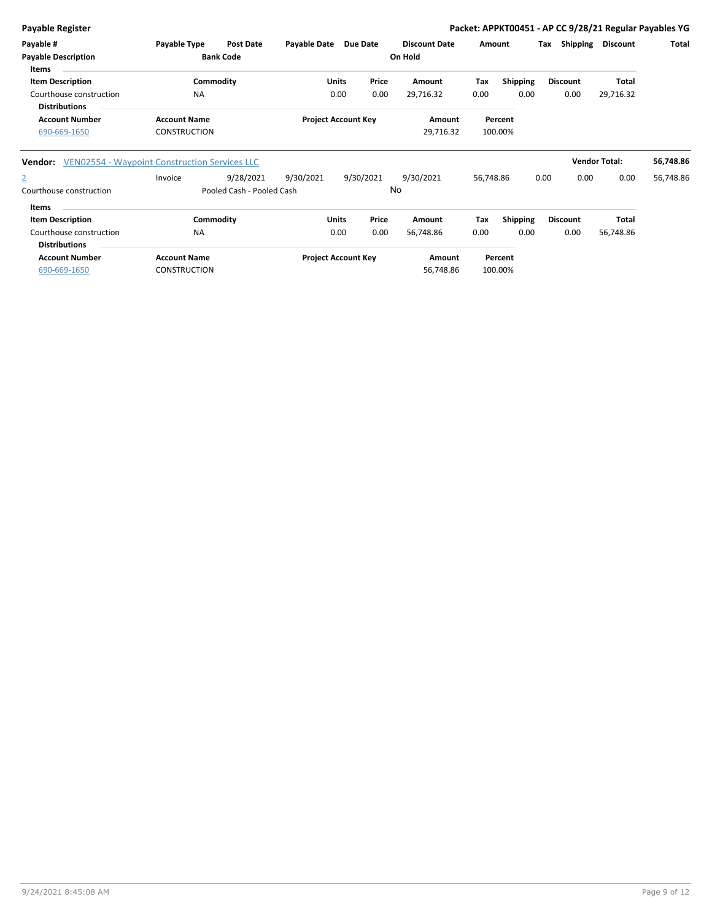**Payable Register** — **Packet: APPKT00451 - AP CC 9/28/21 Regular Payables YG**

| Payable # | Payable Type | Post Date | Payable Date | Due Date | Discount Date | Amount | Tax | Shipping | Discount | Total |
|---|---|---|---|---|---|---|---|---|---|---|
| Payable Description | | Bank Code | | | On Hold | | | | | |

**Items**

| Item Description | Commodity | Units | Price | Amount | Tax | Shipping | Discount | Total |
|---|---|---|---|---|---|---|---|---|
| Courthouse construction | NA | 0.00 | 0.00 | 29,716.32 | 0.00 | 0.00 | 0.00 | 29,716.32 |

**Distributions**

| Account Number | Account Name | Project Account Key | Amount | Percent |
|---|---|---|---|---|
| 690-669-1650 | CONSTRUCTION | | 29,716.32 | 100.00% |

**Vendor:** VEN02554 - Waypoint Construction Services LLC — **Vendor Total:** **56,748.86**

| Payable # | Payable Type | Post Date | Payable Date | Due Date | Discount Date | Amount | Tax | Shipping | Discount | Total |
|---|---|---|---|---|---|---|---|---|---|---|
| 2 | Invoice | 9/28/2021 | 9/30/2021 | 9/30/2021 | 9/30/2021 | 56,748.86 | 0.00 | 0.00 | 0.00 | 56,748.86 |
| Courthouse construction | | Pooled Cash - Pooled Cash | | | No | | | | | |

**Items**

| Item Description | Commodity | Units | Price | Amount | Tax | Shipping | Discount | Total |
|---|---|---|---|---|---|---|---|---|
| Courthouse construction | NA | 0.00 | 0.00 | 56,748.86 | 0.00 | 0.00 | 0.00 | 56,748.86 |

**Distributions**

| Account Number | Account Name | Project Account Key | Amount | Percent |
|---|---|---|---|---|
| 690-669-1650 | CONSTRUCTION | | 56,748.86 | 100.00% |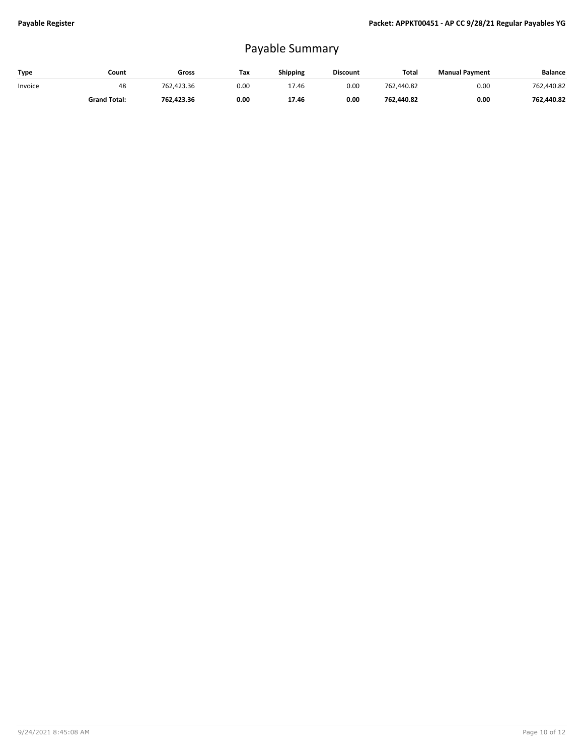# Payable Summary

| Type | Count | Gross | Tax | Shipping | Discount | Total | Manual Payment | Balance |
|---|---|---|---|---|---|---|---|---|
| Invoice | 48 | 762,423.36 | 0.00 | 17.46 | 0.00 | 762,440.82 | 0.00 | 762,440.82 |
| | **Grand Total:** | **762,423.36** | **0.00** | **17.46** | **0.00** | **762,440.82** | **0.00** | **762,440.82** |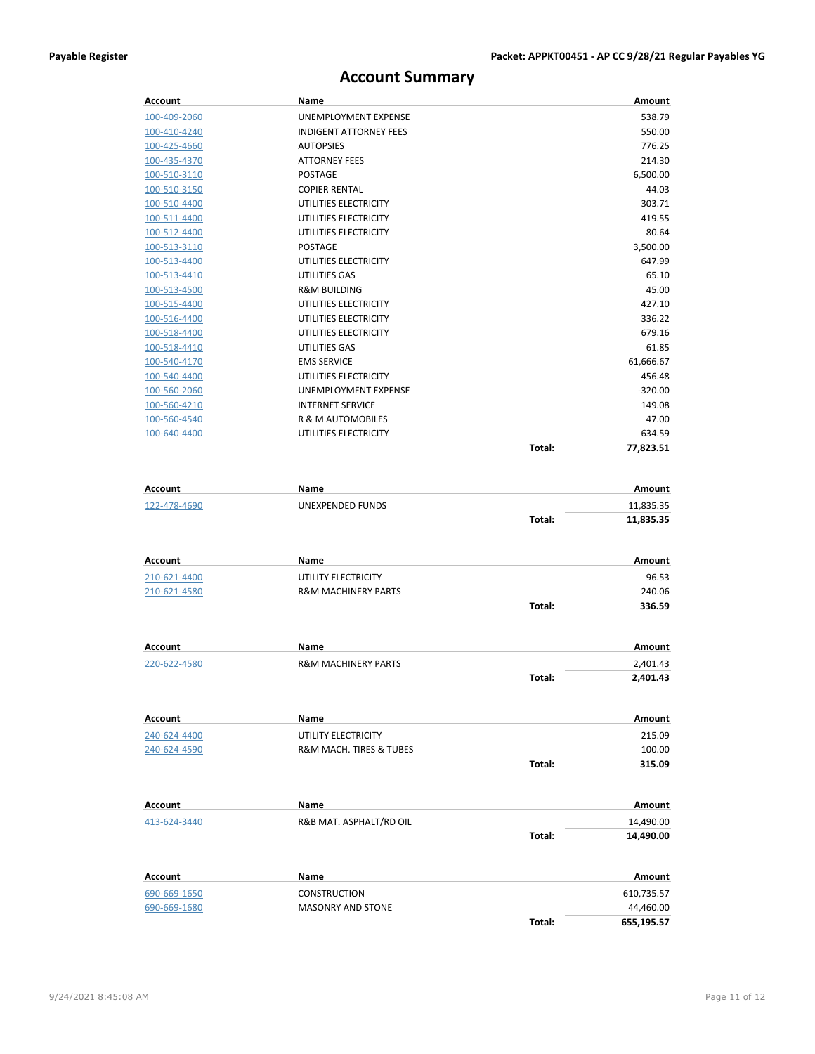# Account Summary

| Account | Name | | Amount |
|---|---|---|---|
| 100-409-2060 | UNEMPLOYMENT EXPENSE | | 538.79 |
| 100-410-4240 | INDIGENT ATTORNEY FEES | | 550.00 |
| 100-425-4660 | AUTOPSIES | | 776.25 |
| 100-435-4370 | ATTORNEY FEES | | 214.30 |
| 100-510-3110 | POSTAGE | | 6,500.00 |
| 100-510-3150 | COPIER RENTAL | | 44.03 |
| 100-510-4400 | UTILITIES ELECTRICITY | | 303.71 |
| 100-511-4400 | UTILITIES ELECTRICITY | | 419.55 |
| 100-512-4400 | UTILITIES ELECTRICITY | | 80.64 |
| 100-513-3110 | POSTAGE | | 3,500.00 |
| 100-513-4400 | UTILITIES ELECTRICITY | | 647.99 |
| 100-513-4410 | UTILITIES GAS | | 65.10 |
| 100-513-4500 | R&M BUILDING | | 45.00 |
| 100-515-4400 | UTILITIES ELECTRICITY | | 427.10 |
| 100-516-4400 | UTILITIES ELECTRICITY | | 336.22 |
| 100-518-4400 | UTILITIES ELECTRICITY | | 679.16 |
| 100-518-4410 | UTILITIES GAS | | 61.85 |
| 100-540-4170 | EMS SERVICE | | 61,666.67 |
| 100-540-4400 | UTILITIES ELECTRICITY | | 456.48 |
| 100-560-2060 | UNEMPLOYMENT EXPENSE | | -320.00 |
| 100-560-4210 | INTERNET SERVICE | | 149.08 |
| 100-560-4540 | R & M AUTOMOBILES | | 47.00 |
| 100-640-4400 | UTILITIES ELECTRICITY | | 634.59 |
| | | **Total:** | **77,823.51** |

| Account | Name | | Amount |
|---|---|---|---|
| 122-478-4690 | UNEXPENDED FUNDS | | 11,835.35 |
| | | **Total:** | **11,835.35** |

| Account | Name | | Amount |
|---|---|---|---|
| 210-621-4400 | UTILITY ELECTRICITY | | 96.53 |
| 210-621-4580 | R&M MACHINERY PARTS | | 240.06 |
| | | **Total:** | **336.59** |

| Account | Name | | Amount |
|---|---|---|---|
| 220-622-4580 | R&M MACHINERY PARTS | | 2,401.43 |
| | | **Total:** | **2,401.43** |

| Account | Name | | Amount |
|---|---|---|---|
| 240-624-4400 | UTILITY ELECTRICITY | | 215.09 |
| 240-624-4590 | R&M MACH. TIRES & TUBES | | 100.00 |
| | | **Total:** | **315.09** |

| Account | Name | | Amount |
|---|---|---|---|
| 413-624-3440 | R&B MAT. ASPHALT/RD OIL | | 14,490.00 |
| | | **Total:** | **14,490.00** |

| Account | Name | | Amount |
|---|---|---|---|
| 690-669-1650 | CONSTRUCTION | | 610,735.57 |
| 690-669-1680 | MASONRY AND STONE | | 44,460.00 |
| | | **Total:** | **655,195.57** |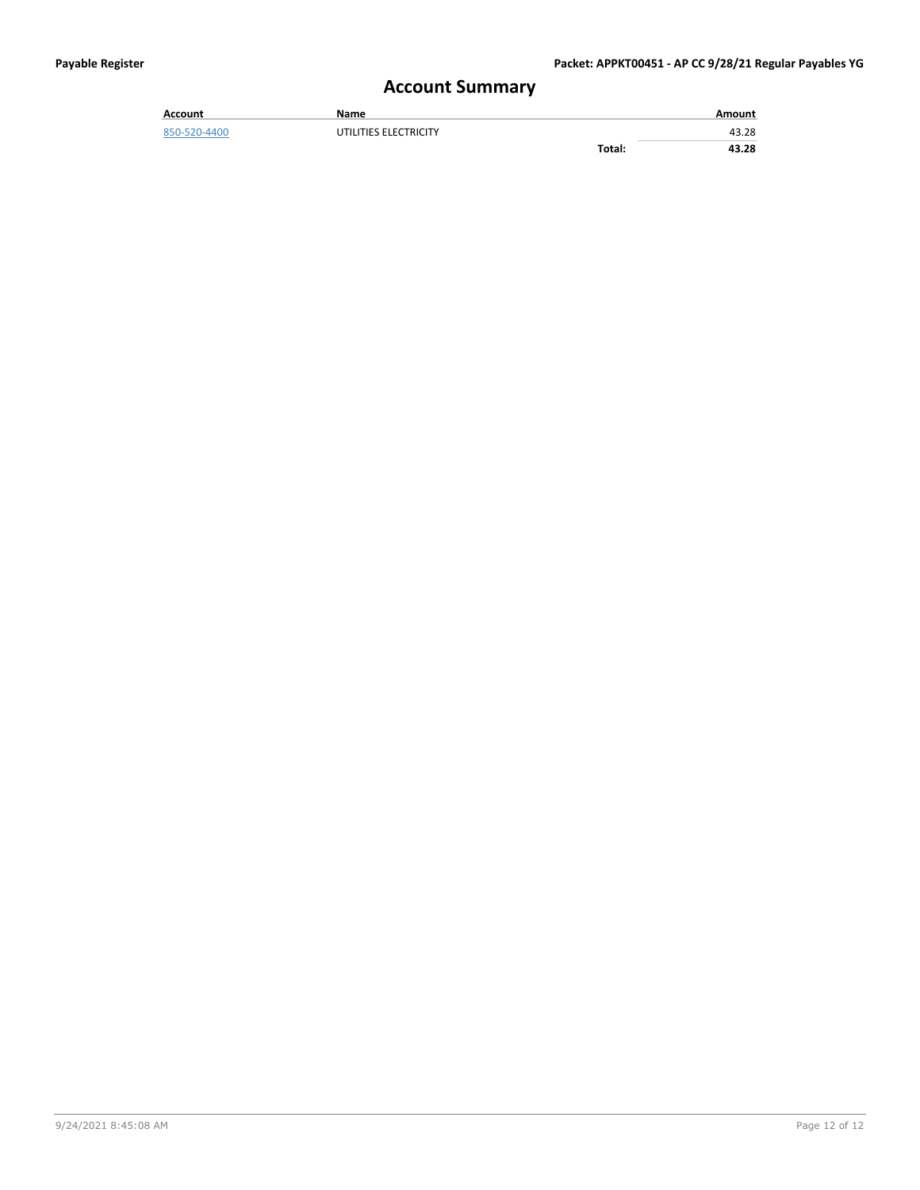# Account Summary

| Account | Name | | Amount |
|---|---|---|---|
| 850-520-4400 | UTILITIES ELECTRICITY | | 43.28 |
| | | **Total:** | **43.28** |